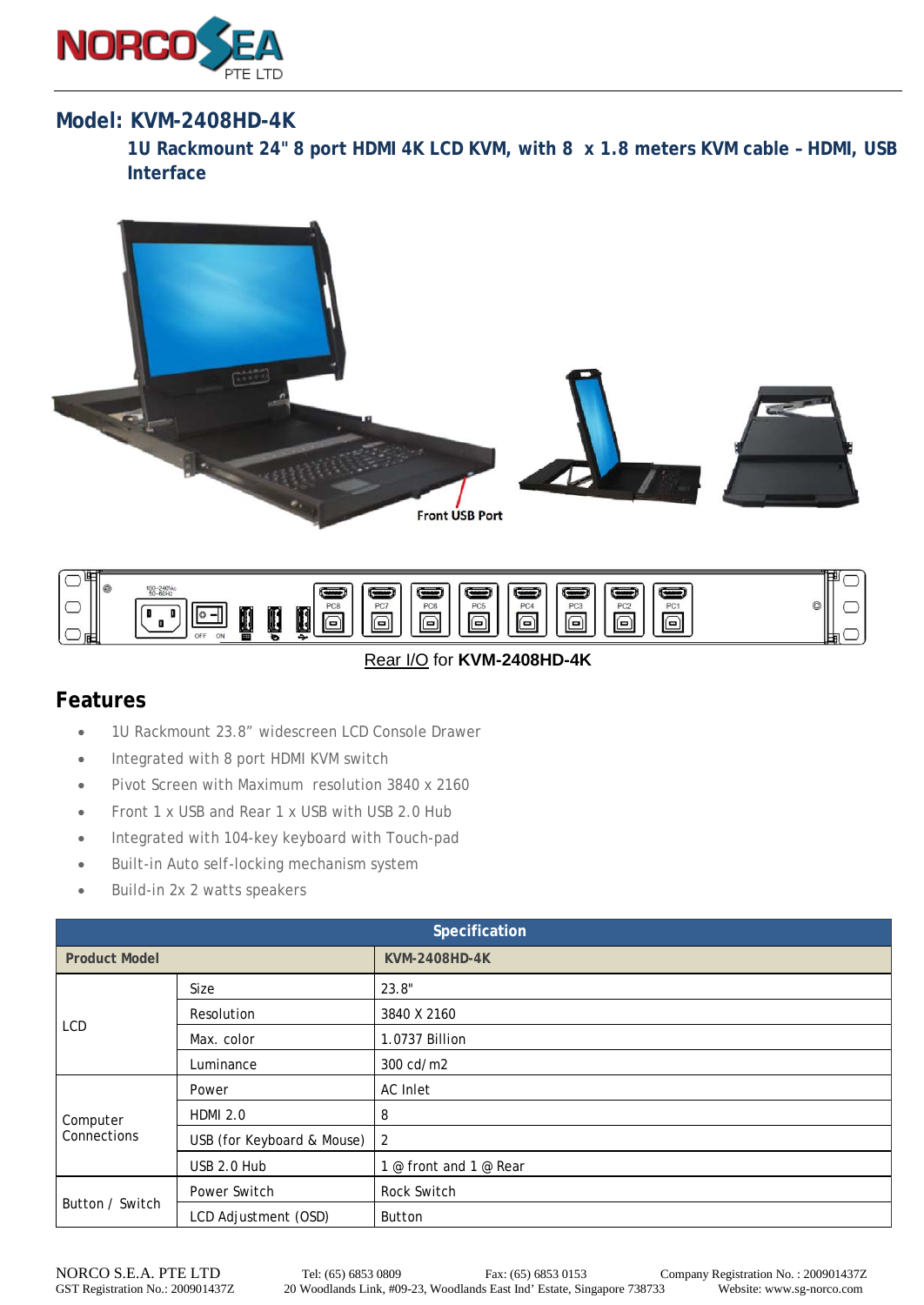NORCO SEA PTE LTD

## Model: KVM-2408HD-4K

### 1U Rackmount 24" 8 port HDMI 4K LCD KVM, with 8 x 1.8 meters KVM cable – HDMI, USB Interface

Front USB Port

Rear I/O for **KVM-2408HD-4K**

## Features

- 1U Rackmount 23.8" widescreen LCD Console Drawer
- Integrated with 8 port HDMI KVM switch
- Pivot Screen with Maximum resolution 3840 x 2160
- Front 1 x USB and Rear 1 x USB with USB 2.0 Hub
- Integrated with 104-key keyboard with Touch-pad
- Built-in Auto self-locking mechanism system
- Build-in 2x 2 watts speakers

| Specification | | |
|---|---|---|
| **Product Model** | | **KVM-2408HD-4K** |
| LCD | Size | 23.8" |
| | Resolution | 3840 X 2160 |
| | Max. color | 1.0737 Billion |
| | Luminance | 300 cd/m2 |
| Computer Connections | Power | AC Inlet |
| | HDMI 2.0 | 8 |
| | USB (for Keyboard & Mouse) | 2 |
| | USB 2.0 Hub | 1 @ front and 1 @ Rear |
| Button / Switch | Power Switch | Rock Switch |
| | LCD Adjustment (OSD) | Button |

NORCO S.E.A. PTE LTD Tel: (65) 6853 0809 Fax: (65) 6853 0153 Company Registration No. : 200901437Z
GST Registration No.: 200901437Z 20 Woodlands Link, #09-23, Woodlands East Ind' Estate, Singapore 738733 Website: www.sg-norco.com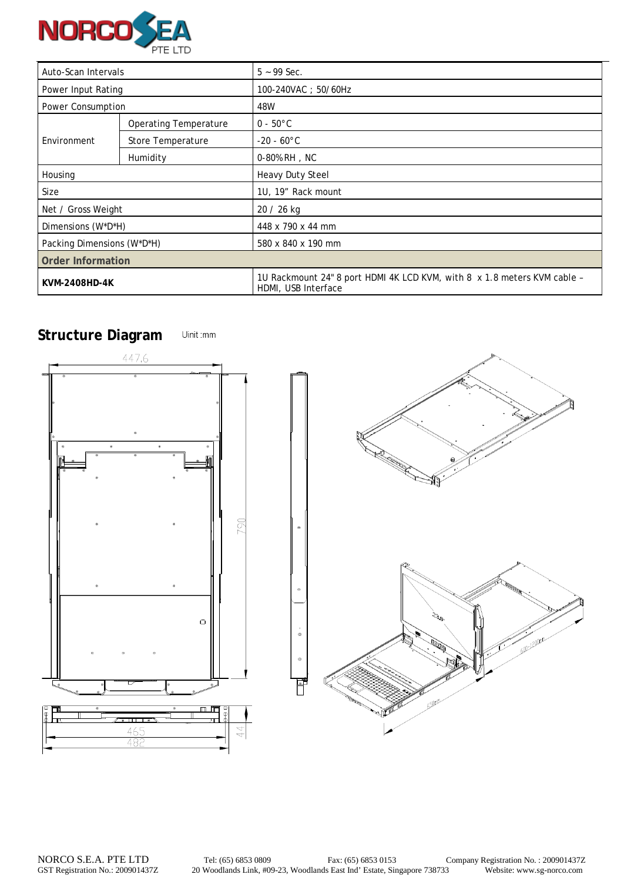| | | |
|---|---|---|
| Auto-Scan Intervals | | 5 ~ 99 Sec. |
| Power Input Rating | | 100-240VAC ; 50/60Hz |
| Power Consumption | | 48W |
| Environment | Operating Temperature | 0 - 50°C |
| | Store Temperature | -20 - 60°C |
| | Humidity | 0-80%RH , NC |
| Housing | | Heavy Duty Steel |
| Size | | 1U, 19" Rack mount |
| Net / Gross Weight | | 20 / 26 kg |
| Dimensions (W*D*H) | | 448 x 790 x 44 mm |
| Packing Dimensions (W*D*H) | | 580 x 840 x 190 mm |
| **Order Information** | | |
| **KVM-2408HD-4K** | | 1U Rackmount 24" 8 port HDMI 4K LCD KVM, with 8 x 1.8 meters KVM cable – HDMI, USB Interface |

## Structure Diagram

Uinit :mm

447.6

790

465

482

44

23.8"

650mm

630~1200mm